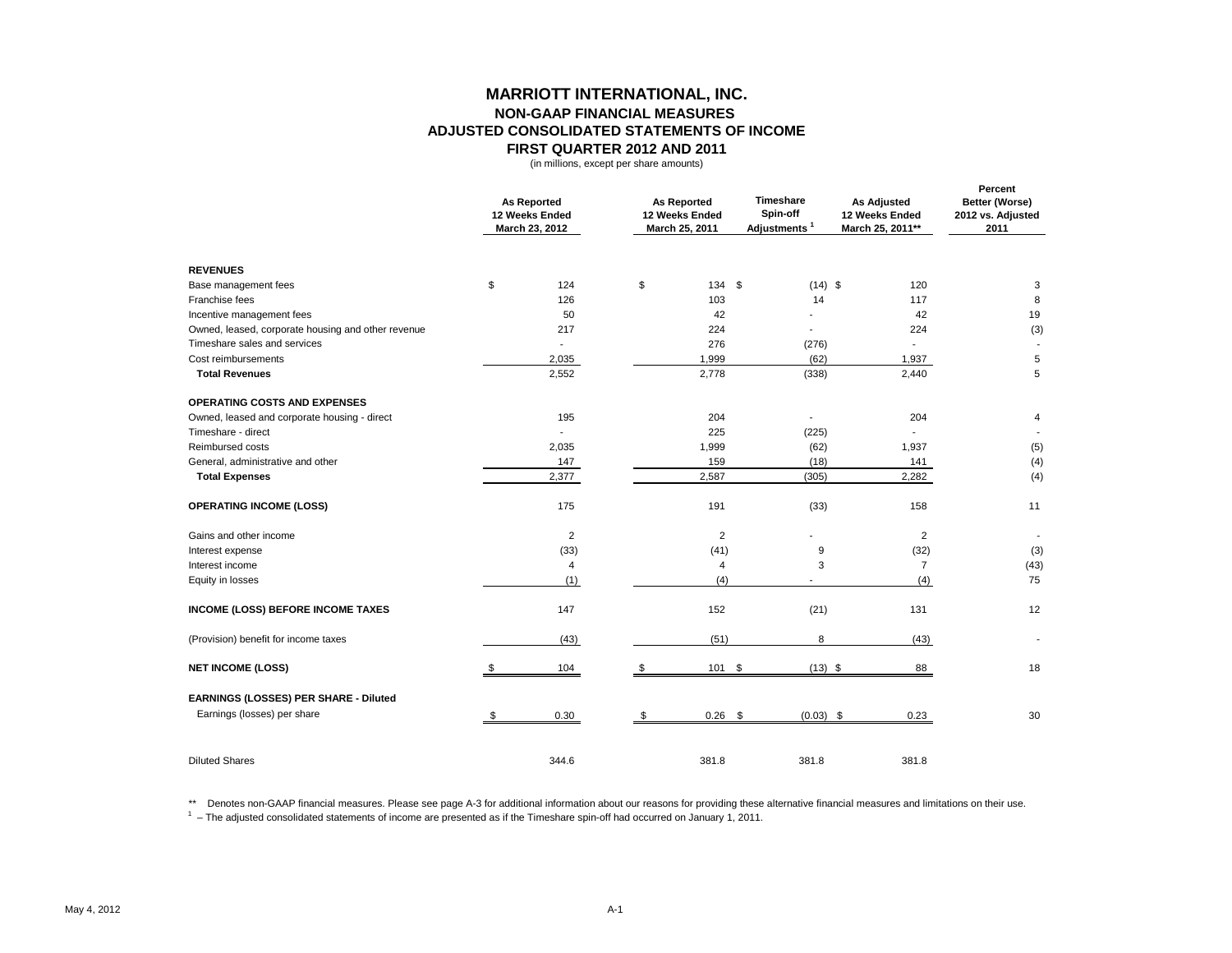# MARRIOTT INTERNATIONAL, INC.

## NON-GAAP FINANCIAL MEASURES

## ADJUSTED CONSOLIDATED STATEMENTS OF INCOME

## FIRST QUARTER 2012 AND 2011

(in millions, except per share amounts)

| | As Reported 12 Weeks Ended March 23, 2012 | As Reported 12 Weeks Ended March 25, 2011 | Timeshare Spin-off Adjustments [1] | As Adjusted 12 Weeks Ended March 25, 2011** | Percent Better (Worse) 2012 vs. Adjusted 2011 |
|---|---|---|---|---|---|
| **REVENUES** | | | | | |
| Base management fees | $ 124 | $ 134 | $ (14) | $ 120 | 3 |
| Franchise fees | 126 | 103 | 14 | 117 | 8 |
| Incentive management fees | 50 | 42 | - | 42 | 19 |
| Owned, leased, corporate housing and other revenue | 217 | 224 | - | 224 | (3) |
| Timeshare sales and services | - | 276 | (276) | - | - |
| Cost reimbursements | 2,035 | 1,999 | (62) | 1,937 | 5 |
| **Total Revenues** | 2,552 | 2,778 | (338) | 2,440 | 5 |
| **OPERATING COSTS AND EXPENSES** | | | | | |
| Owned, leased and corporate housing - direct | 195 | 204 | - | 204 | 4 |
| Timeshare - direct | - | 225 | (225) | - | - |
| Reimbursed costs | 2,035 | 1,999 | (62) | 1,937 | (5) |
| General, administrative and other | 147 | 159 | (18) | 141 | (4) |
| **Total Expenses** | 2,377 | 2,587 | (305) | 2,282 | (4) |
| **OPERATING INCOME (LOSS)** | 175 | 191 | (33) | 158 | 11 |
| Gains and other income | 2 | 2 | - | 2 | - |
| Interest expense | (33) | (41) | 9 | (32) | (3) |
| Interest income | 4 | 4 | 3 | 7 | (43) |
| Equity in losses | (1) | (4) | - | (4) | 75 |
| **INCOME (LOSS) BEFORE INCOME TAXES** | 147 | 152 | (21) | 131 | 12 |
| (Provision) benefit for income taxes | (43) | (51) | 8 | (43) | - |
| **NET INCOME (LOSS)** | $ 104 | $ 101 | $ (13) | $ 88 | 18 |
| **EARNINGS (LOSSES) PER SHARE - Diluted** | | | | | |
| Earnings (losses) per share | $ 0.30 | $ 0.26 | $ (0.03) | $ 0.23 | 30 |
| Diluted Shares | 344.6 | 381.8 | 381.8 | 381.8 | |

\*\* Denotes non-GAAP financial measures. Please see page A-3 for additional information about our reasons for providing these alternative financial measures and limitations on their use.

[1] – The adjusted consolidated statements of income are presented as if the Timeshare spin-off had occurred on January 1, 2011.

May 4, 2012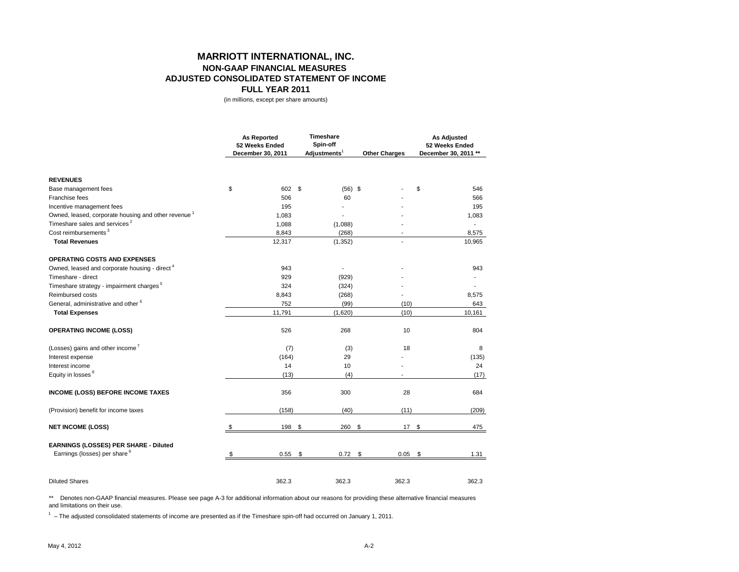# MARRIOTT INTERNATIONAL, INC.
## NON-GAAP FINANCIAL MEASURES
## ADJUSTED CONSOLIDATED STATEMENT OF INCOME
## FULL YEAR 2011

(in millions, except per share amounts)

| | As Reported 52 Weeks Ended December 30, 2011 | Timeshare Spin-off Adjustments[1] | Other Charges | As Adjusted 52 Weeks Ended December 30, 2011 ** |
|---|---|---|---|---|
| **REVENUES** | | | | |
| Base management fees | $ 602 | $ (56) | $ - | $ 546 |
| Franchise fees | 506 | 60 | - | 566 |
| Incentive management fees | 195 | - | - | 195 |
| Owned, leased, corporate housing and other revenue[1] | 1,083 | - | - | 1,083 |
| Timeshare sales and services[2] | 1,088 | (1,088) | - | - |
| Cost reimbursements[3] | 8,843 | (268) | - | 8,575 |
| **Total Revenues** | 12,317 | (1,352) | - | 10,965 |
| **OPERATING COSTS AND EXPENSES** | | | | |
| Owned, leased and corporate housing - direct[4] | 943 | - | - | 943 |
| Timeshare - direct | 929 | (929) | - | - |
| Timeshare strategy - impairment charges[5] | 324 | (324) | - | - |
| Reimbursed costs | 8,843 | (268) | - | 8,575 |
| General, administrative and other[6] | 752 | (99) | (10) | 643 |
| **Total Expenses** | 11,791 | (1,620) | (10) | 10,161 |
| **OPERATING INCOME (LOSS)** | 526 | 268 | 10 | 804 |
| (Losses) gains and other income[7] | (7) | (3) | 18 | 8 |
| Interest expense | (164) | 29 | - | (135) |
| Interest income | 14 | 10 | - | 24 |
| Equity in losses[8] | (13) | (4) | - | (17) |
| **INCOME (LOSS) BEFORE INCOME TAXES** | 356 | 300 | 28 | 684 |
| (Provision) benefit for income taxes | (158) | (40) | (11) | (209) |
| **NET INCOME (LOSS)** | $ 198 | $ 260 | $ 17 | $ 475 |
| **EARNINGS (LOSSES) PER SHARE - Diluted** | | | | |
| Earnings (losses) per share[9] | $ 0.55 | $ 0.72 | $ 0.05 | $ 1.31 |
| Diluted Shares | 362.3 | 362.3 | 362.3 | 362.3 |

** Denotes non-GAAP financial measures. Please see page A-3 for additional information about our reasons for providing these alternative financial measures and limitations on their use.

[1] – The adjusted consolidated statements of income are presented as if the Timeshare spin-off had occurred on January 1, 2011.

May 4, 2012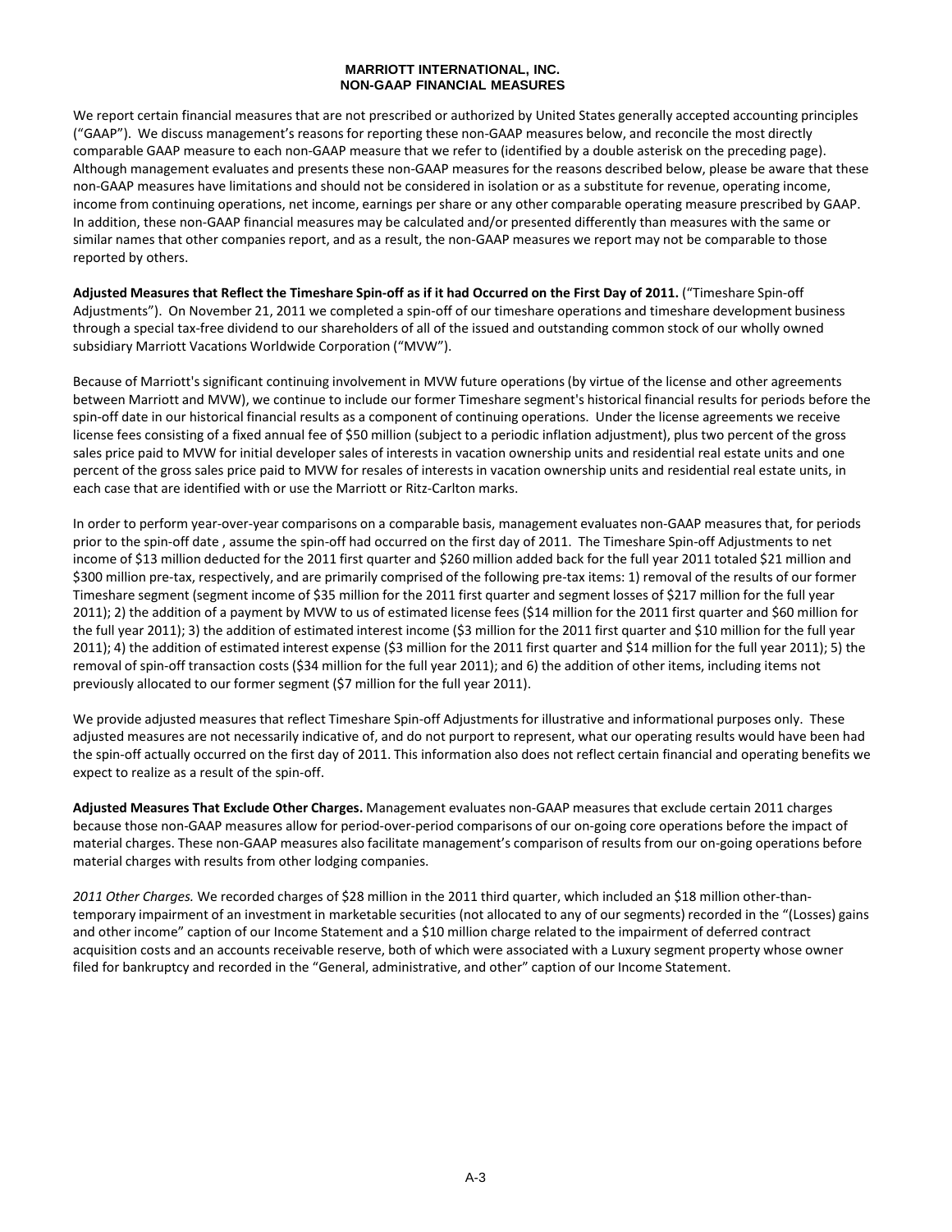# MARRIOTT INTERNATIONAL, INC.
## NON-GAAP FINANCIAL MEASURES

We report certain financial measures that are not prescribed or authorized by United States generally accepted accounting principles ("GAAP"). We discuss management's reasons for reporting these non-GAAP measures below, and reconcile the most directly comparable GAAP measure to each non-GAAP measure that we refer to (identified by a double asterisk on the preceding page). Although management evaluates and presents these non-GAAP measures for the reasons described below, please be aware that these non-GAAP measures have limitations and should not be considered in isolation or as a substitute for revenue, operating income, income from continuing operations, net income, earnings per share or any other comparable operating measure prescribed by GAAP. In addition, these non-GAAP financial measures may be calculated and/or presented differently than measures with the same or similar names that other companies report, and as a result, the non-GAAP measures we report may not be comparable to those reported by others.

**Adjusted Measures that Reflect the Timeshare Spin-off as if it had Occurred on the First Day of 2011.** ("Timeshare Spin-off Adjustments"). On November 21, 2011 we completed a spin-off of our timeshare operations and timeshare development business through a special tax-free dividend to our shareholders of all of the issued and outstanding common stock of our wholly owned subsidiary Marriott Vacations Worldwide Corporation ("MVW").

Because of Marriott's significant continuing involvement in MVW future operations (by virtue of the license and other agreements between Marriott and MVW), we continue to include our former Timeshare segment's historical financial results for periods before the spin-off date in our historical financial results as a component of continuing operations. Under the license agreements we receive license fees consisting of a fixed annual fee of $50 million (subject to a periodic inflation adjustment), plus two percent of the gross sales price paid to MVW for initial developer sales of interests in vacation ownership units and residential real estate units and one percent of the gross sales price paid to MVW for resales of interests in vacation ownership units and residential real estate units, in each case that are identified with or use the Marriott or Ritz-Carlton marks.

In order to perform year-over-year comparisons on a comparable basis, management evaluates non-GAAP measures that, for periods prior to the spin-off date , assume the spin-off had occurred on the first day of 2011. The Timeshare Spin-off Adjustments to net income of $13 million deducted for the 2011 first quarter and $260 million added back for the full year 2011 totaled $21 million and $300 million pre-tax, respectively, and are primarily comprised of the following pre-tax items: 1) removal of the results of our former Timeshare segment (segment income of $35 million for the 2011 first quarter and segment losses of $217 million for the full year 2011); 2) the addition of a payment by MVW to us of estimated license fees ($14 million for the 2011 first quarter and $60 million for the full year 2011); 3) the addition of estimated interest income ($3 million for the 2011 first quarter and $10 million for the full year 2011); 4) the addition of estimated interest expense ($3 million for the 2011 first quarter and $14 million for the full year 2011); 5) the removal of spin-off transaction costs ($34 million for the full year 2011); and 6) the addition of other items, including items not previously allocated to our former segment ($7 million for the full year 2011).

We provide adjusted measures that reflect Timeshare Spin-off Adjustments for illustrative and informational purposes only. These adjusted measures are not necessarily indicative of, and do not purport to represent, what our operating results would have been had the spin-off actually occurred on the first day of 2011. This information also does not reflect certain financial and operating benefits we expect to realize as a result of the spin-off.

**Adjusted Measures That Exclude Other Charges.** Management evaluates non-GAAP measures that exclude certain 2011 charges because those non-GAAP measures allow for period-over-period comparisons of our on-going core operations before the impact of material charges. These non-GAAP measures also facilitate management's comparison of results from our on-going operations before material charges with results from other lodging companies.

*2011 Other Charges.* We recorded charges of $28 million in the 2011 third quarter, which included an $18 million other-than-temporary impairment of an investment in marketable securities (not allocated to any of our segments) recorded in the "(Losses) gains and other income" caption of our Income Statement and a $10 million charge related to the impairment of deferred contract acquisition costs and an accounts receivable reserve, both of which were associated with a Luxury segment property whose owner filed for bankruptcy and recorded in the "General, administrative, and other" caption of our Income Statement.